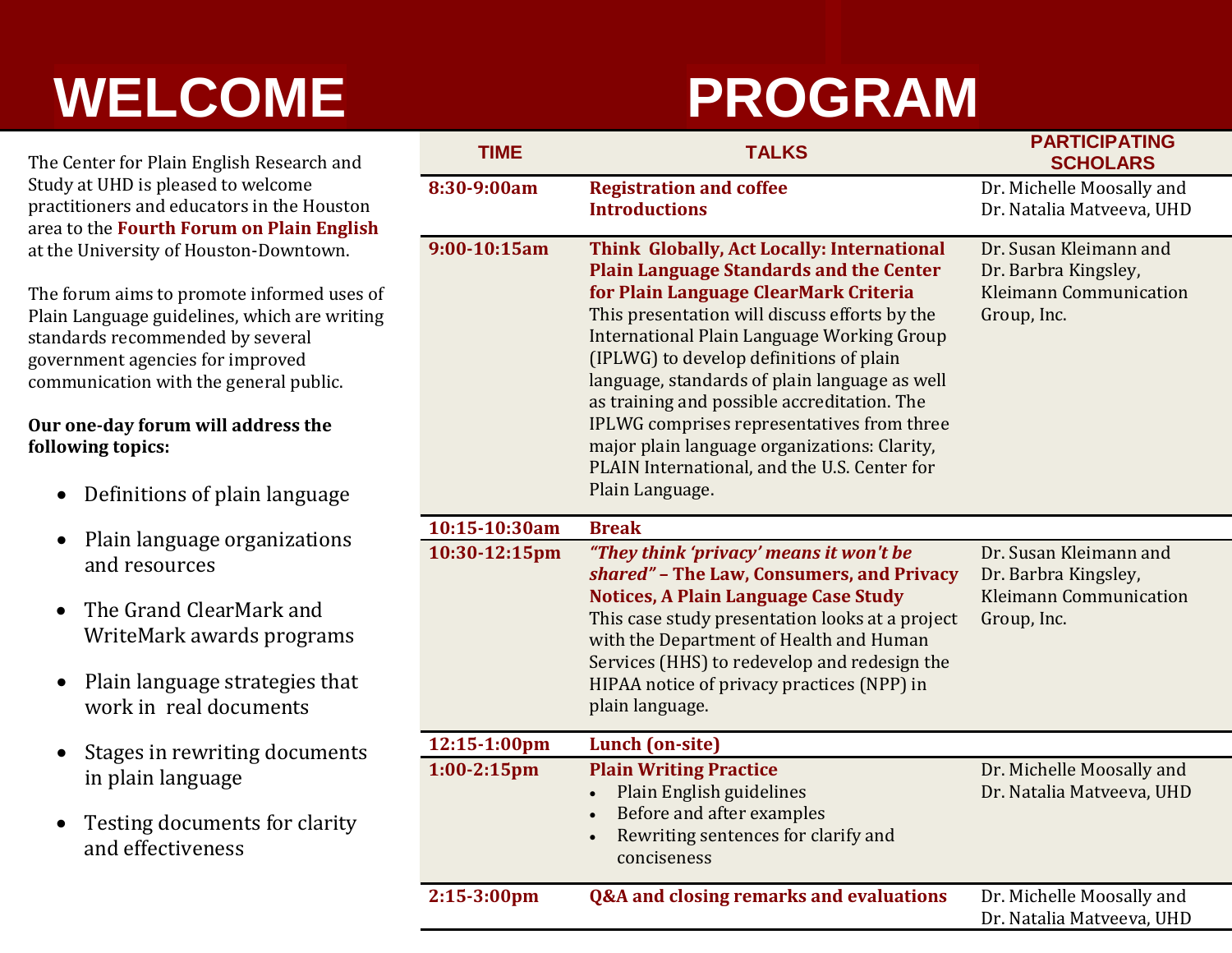# WELCOME

The Center for Plain English Research and Study at UHD is pleased to welcome practitioners and educators in the Houston area to the **Fourth Forum on Plain English** at the University of Houston-Downtown.

The forum aims to promote informed uses of Plain Language guidelines, which are writing standards recommended by several government agencies for improved communication with the general public.

**Our one-day forum will address the following topics:**

- Definitions of plain language
- Plain language organizations and resources
- The Grand ClearMark and WriteMark awards programs
- Plain language strategies that work in real documents
- Stages in rewriting documents in plain language
- Testing documents for clarity and effectiveness

# PROGRAM

| TIME | TALKS | PARTICIPATING SCHOLARS |
|---|---|---|
| **8:30-9:00am** | **Registration and coffee**<br>**Introductions** | Dr. Michelle Moosally and Dr. Natalia Matveeva, UHD |
| **9:00-10:15am** | **Think Globally, Act Locally: International Plain Language Standards and the Center for Plain Language ClearMark Criteria**<br>This presentation will discuss efforts by the International Plain Language Working Group (IPLWG) to develop definitions of plain language, standards of plain language as well as training and possible accreditation. The IPLWG comprises representatives from three major plain language organizations: Clarity, PLAIN International, and the U.S. Center for Plain Language. | Dr. Susan Kleimann and Dr. Barbra Kingsley, Kleimann Communication Group, Inc. |
| **10:15-10:30am** | **Break** | |
| **10:30-12:15pm** | ***"They think 'privacy' means it won't be shared"*** **– The Law, Consumers, and Privacy Notices, A Plain Language Case Study**<br>This case study presentation looks at a project with the Department of Health and Human Services (HHS) to redevelop and redesign the HIPAA notice of privacy practices (NPP) in plain language. | Dr. Susan Kleimann and Dr. Barbra Kingsley, Kleimann Communication Group, Inc. |
| **12:15-1:00pm** | **Lunch (on-site)** | |
| **1:00-2:15pm** | **Plain Writing Practice**<br>• Plain English guidelines<br>• Before and after examples<br>• Rewriting sentences for clarify and conciseness | Dr. Michelle Moosally and Dr. Natalia Matveeva, UHD |
| **2:15-3:00pm** | **Q&A and closing remarks and evaluations** | Dr. Michelle Moosally and Dr. Natalia Matveeva, UHD |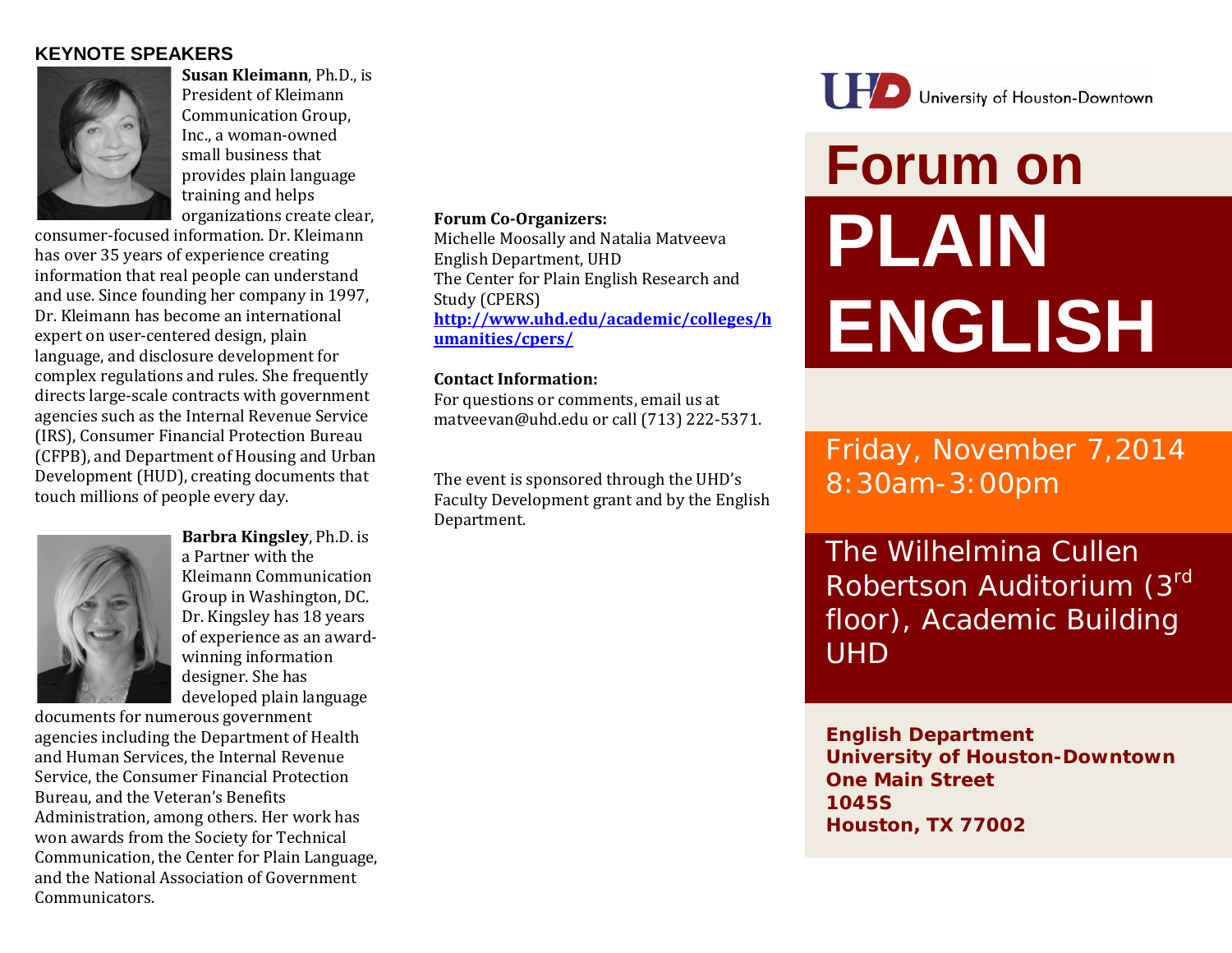## KEYNOTE SPEAKERS

**Susan Kleimann**, Ph.D., is President of Kleimann Communication Group, Inc., a woman-owned small business that provides plain language training and helps organizations create clear, consumer-focused information. Dr. Kleimann has over 35 years of experience creating information that real people can understand and use. Since founding her company in 1997, Dr. Kleimann has become an international expert on user-centered design, plain language, and disclosure development for complex regulations and rules. She frequently directs large-scale contracts with government agencies such as the Internal Revenue Service (IRS), Consumer Financial Protection Bureau (CFPB), and Department of Housing and Urban Development (HUD), creating documents that touch millions of people every day.

**Barbra Kingsley**, Ph.D. is a Partner with the Kleimann Communication Group in Washington, DC. Dr. Kingsley has 18 years of experience as an award-winning information designer. She has developed plain language documents for numerous government agencies including the Department of Health and Human Services, the Internal Revenue Service, the Consumer Financial Protection Bureau, and the Veteran's Benefits Administration, among others. Her work has won awards from the Society for Technical Communication, the Center for Plain Language, and the National Association of Government Communicators.

**Forum Co-Organizers:**
Michelle Moosally and Natalia Matveeva
English Department, UHD
The Center for Plain English Research and Study (CPERS)
**http://www.uhd.edu/academic/colleges/humanities/cpers/**

**Contact Information:**
For questions or comments, email us at matveevan@uhd.edu or call (713) 222-5371.

The event is sponsored through the UHD's Faculty Development grant and by the English Department.

University of Houston-Downtown

# Forum on PLAIN ENGLISH

Friday, November 7,2014
8:30am-3:00pm

The Wilhelmina Cullen Robertson Auditorium (3rd floor), Academic Building UHD

**English Department**
**University of Houston-Downtown**
**One Main Street**
**1045S**
**Houston, TX 77002**